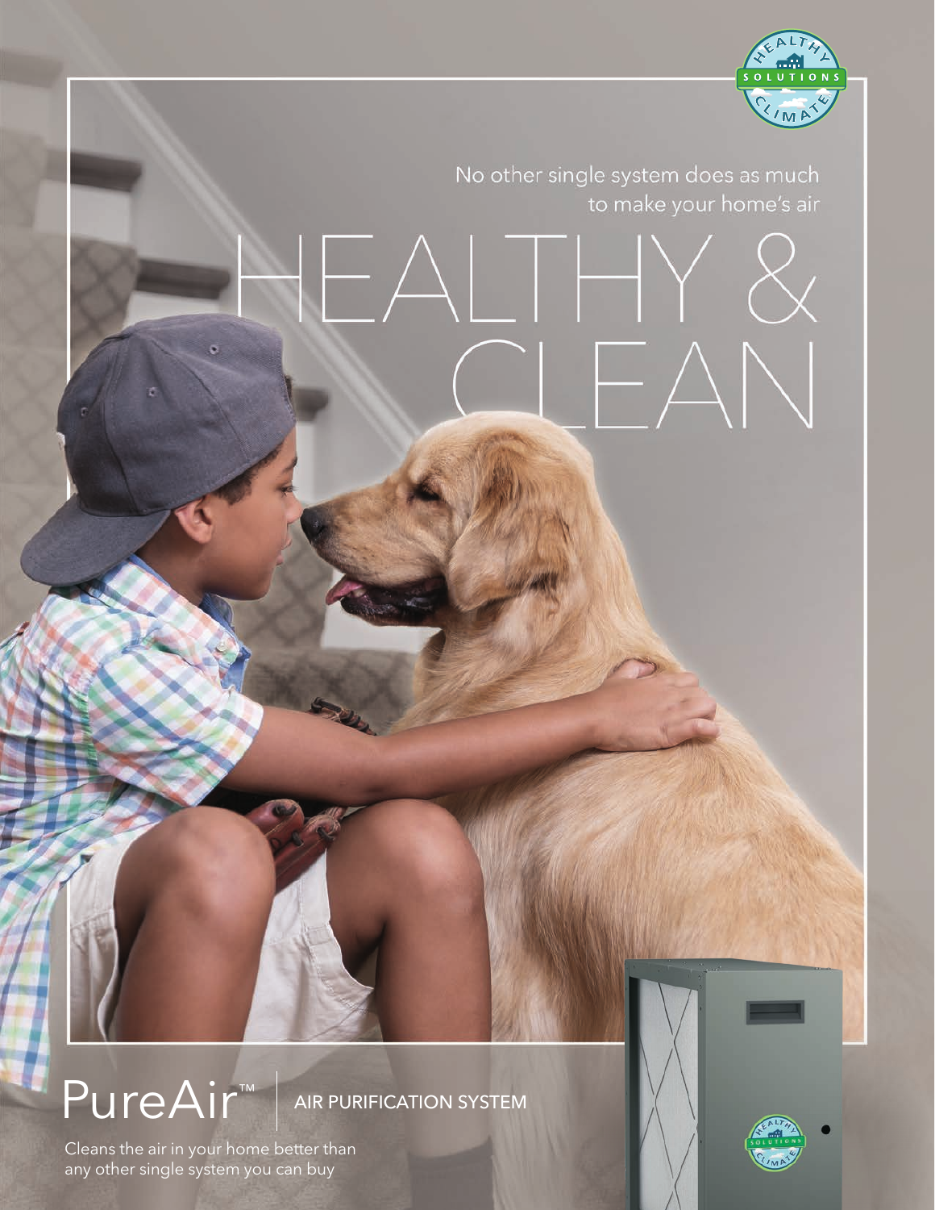No other single system does as much to make your home's air

# HEALTHY & CLEAN

## PureAir™ | AIR PURIFICATION SYSTEM

Cleans the air in your home better than any other single system you can buy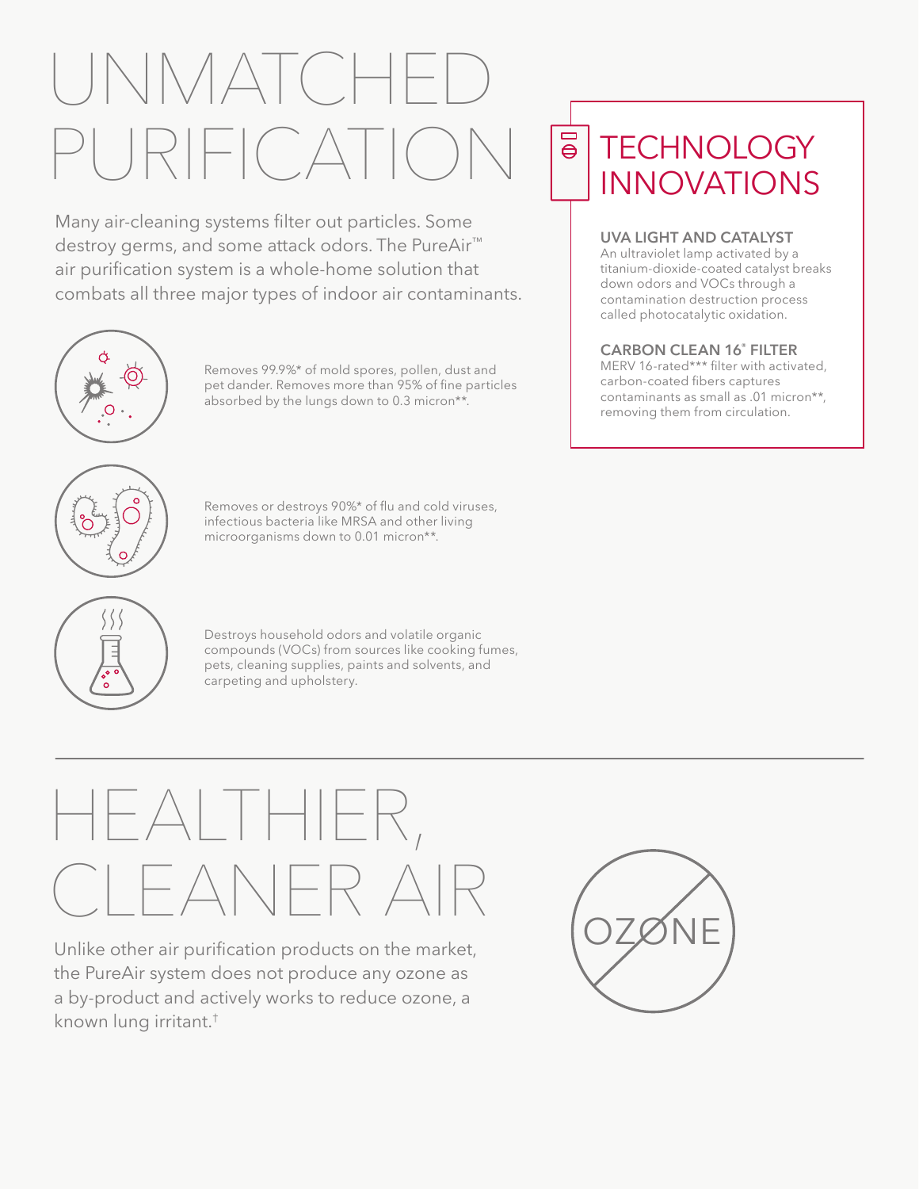# UNMATCHED PURIFICATION

Many air-cleaning systems filter out particles. Some destroy germs, and some attack odors. The PureAir™ air purification system is a whole-home solution that combats all three major types of indoor air contaminants.

Removes 99.9%* of mold spores, pollen, dust and pet dander. Removes more than 95% of fine particles absorbed by the lungs down to 0.3 micron**.

Removes or destroys 90%* of flu and cold viruses, infectious bacteria like MRSA and other living microorganisms down to 0.01 micron**.

Destroys household odors and volatile organic compounds (VOCs) from sources like cooking fumes, pets, cleaning supplies, paints and solvents, and carpeting and upholstery.

## TECHNOLOGY INNOVATIONS

**UVA LIGHT AND CATALYST**
An ultraviolet lamp activated by a titanium-dioxide-coated catalyst breaks down odors and VOCs through a contamination destruction process called photocatalytic oxidation.

**CARBON CLEAN 16® FILTER**
MERV 16-rated*** filter with activated, carbon-coated fibers captures contaminants as small as .01 micron**, removing them from circulation.

# HEALTHIER, CLEANER AIR

Unlike other air purification products on the market, the PureAir system does not produce any ozone as a by-product and actively works to reduce ozone, a known lung irritant.†

OZONE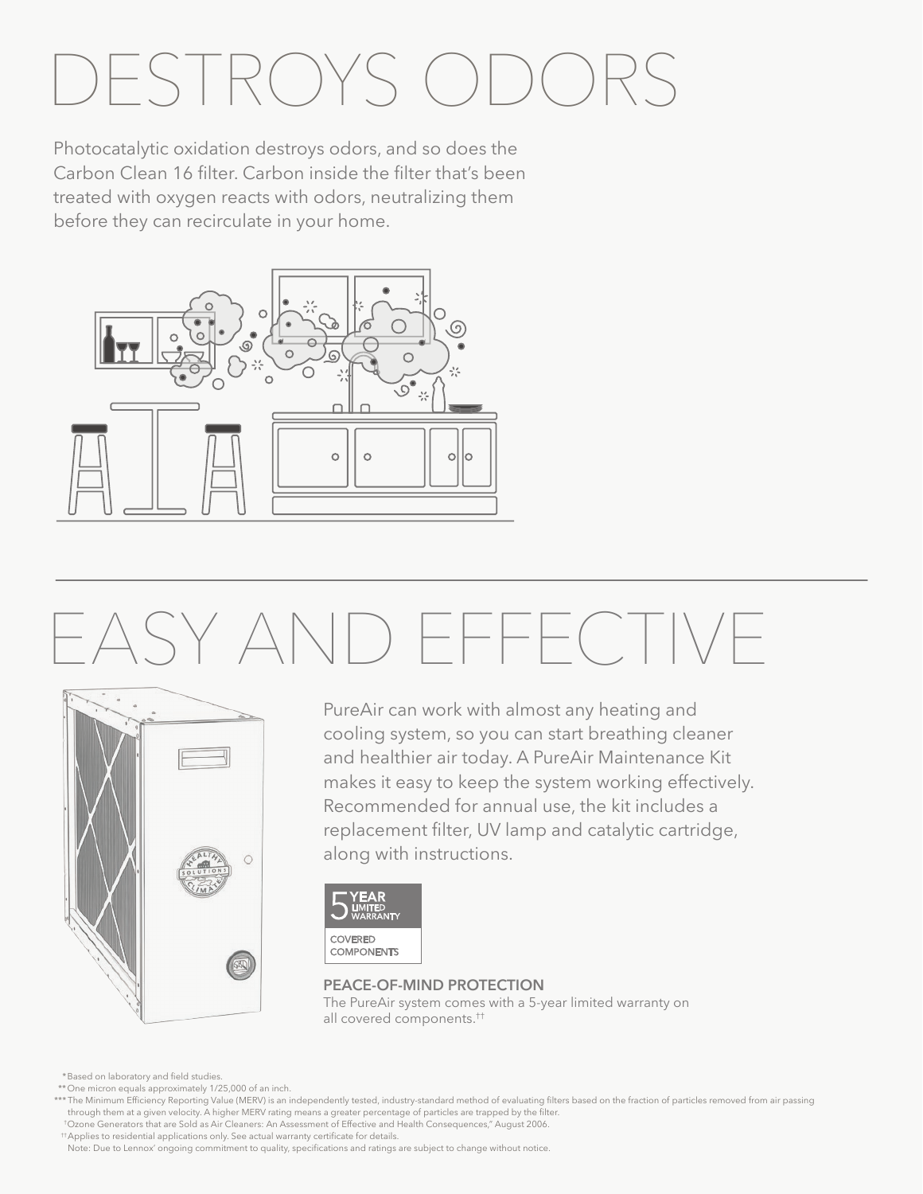# DESTROYS ODORS

Photocatalytic oxidation destroys odors, and so does the Carbon Clean 16 filter. Carbon inside the filter that's been treated with oxygen reacts with odors, neutralizing them before they can recirculate in your home.

# EASY AND EFFECTIVE

PureAir can work with almost any heating and cooling system, so you can start breathing cleaner and healthier air today. A PureAir Maintenance Kit makes it easy to keep the system working effectively. Recommended for annual use, the kit includes a replacement filter, UV lamp and catalytic cartridge, along with instructions.

5 YEAR LIMITED WARRANTY
COVERED COMPONENTS

**PEACE-OF-MIND PROTECTION**

The PureAir system comes with a 5-year limited warranty on all covered components.[††]

*Based on laboratory and field studies.

**One micron equals approximately 1/25,000 of an inch.

***The Minimum Efficiency Reporting Value (MERV) is an independently tested, industry-standard method of evaluating filters based on the fraction of particles removed from air passing through them at a given velocity. A higher MERV rating means a greater percentage of particles are trapped by the filter.

[†]Ozone Generators that are Sold as Air Cleaners: An Assessment of Effective and Health Consequences," August 2006.

[††]Applies to residential applications only. See actual warranty certificate for details.

Note: Due to Lennox' ongoing commitment to quality, specifications and ratings are subject to change without notice.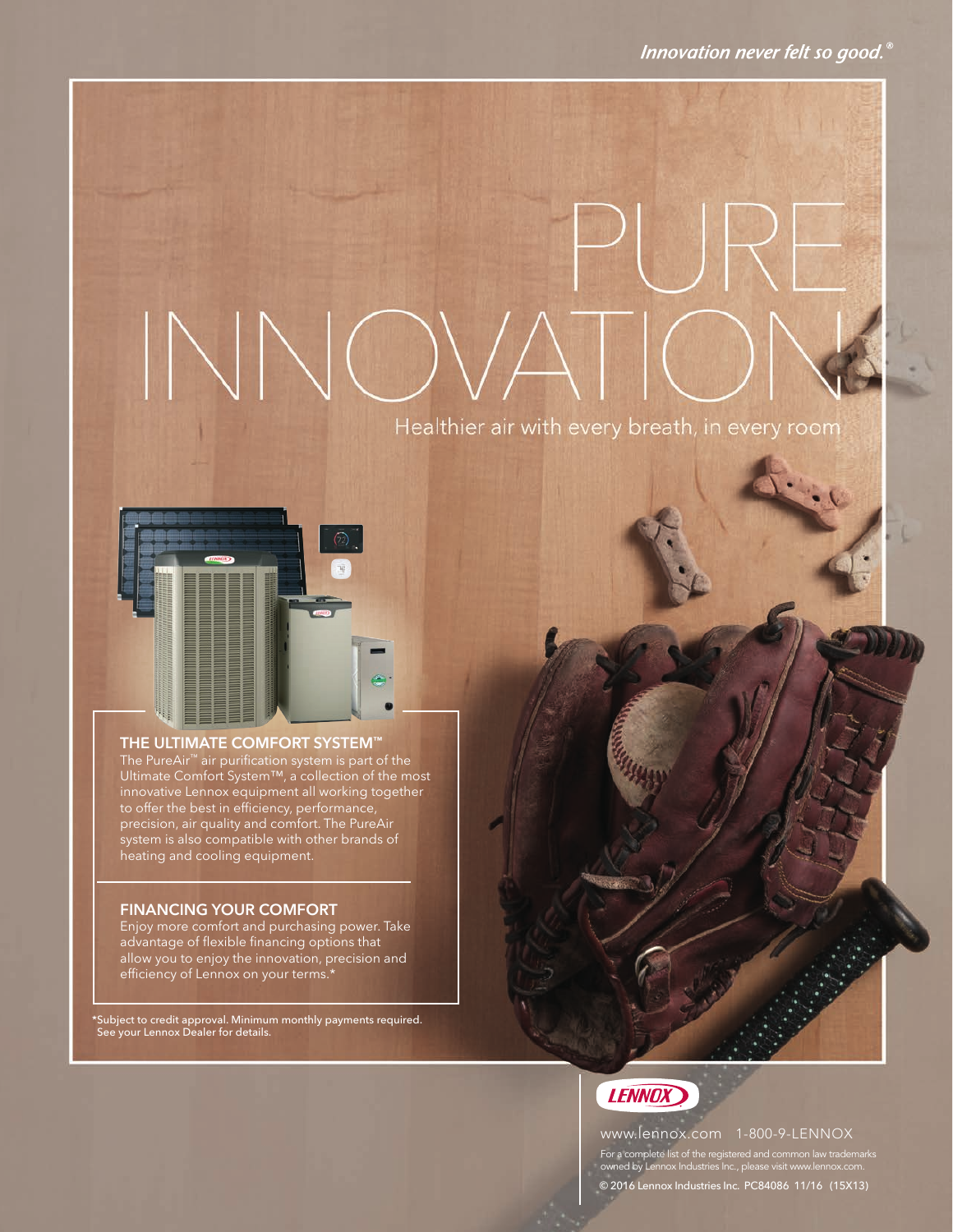*Innovation never felt so good.®*

# PURE INNOVATION

Healthier air with every breath, in every room

## THE ULTIMATE COMFORT SYSTEM™

The PureAir™ air purification system is part of the Ultimate Comfort System™, a collection of the most innovative Lennox equipment all working together to offer the best in efficiency, performance, precision, air quality and comfort. The PureAir system is also compatible with other brands of heating and cooling equipment.

## FINANCING YOUR COMFORT

Enjoy more comfort and purchasing power. Take advantage of flexible financing options that allow you to enjoy the innovation, precision and efficiency of Lennox on your terms.*

*Subject to credit approval. Minimum monthly payments required. See your Lennox Dealer for details.

LENNOX

www.lennox.com 1-800-9-LENNOX

For a complete list of the registered and common law trademarks owned by Lennox Industries Inc., please visit www.lennox.com.

© 2016 Lennox Industries Inc. PC84086 11/16 (15X13)